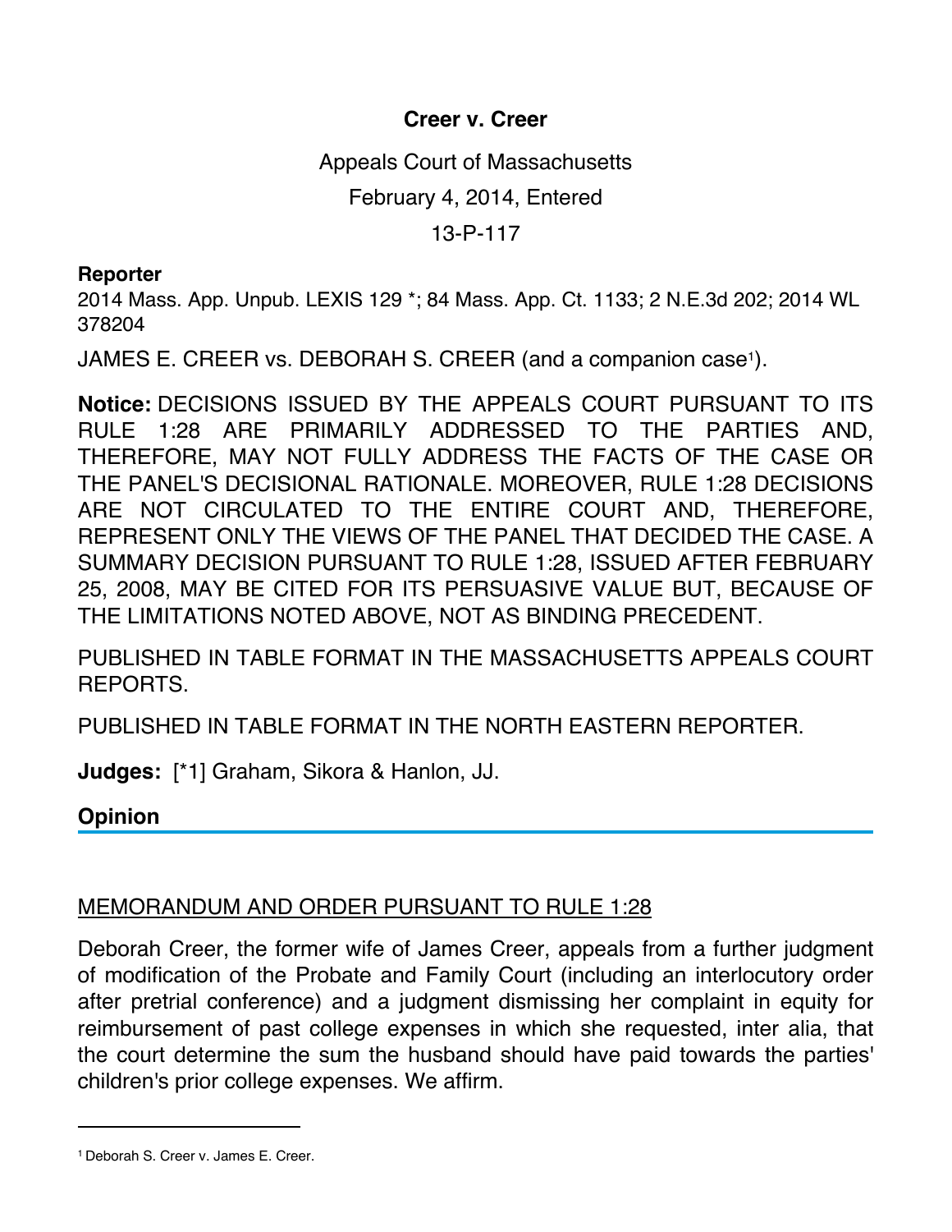# Creer v. Creer

Appeals Court of Massachusetts

February 4, 2014, Entered

13-P-117

**Reporter**

2014 Mass. App. Unpub. LEXIS 129 *; 84 Mass. App. Ct. 1133; 2 N.E.3d 202; 2014 WL 378204

JAMES E. CREER vs. DEBORAH S. CREER (and a companion case[1]).

**Notice:** DECISIONS ISSUED BY THE APPEALS COURT PURSUANT TO ITS RULE 1:28 ARE PRIMARILY ADDRESSED TO THE PARTIES AND, THEREFORE, MAY NOT FULLY ADDRESS THE FACTS OF THE CASE OR THE PANEL'S DECISIONAL RATIONALE. MOREOVER, RULE 1:28 DECISIONS ARE NOT CIRCULATED TO THE ENTIRE COURT AND, THEREFORE, REPRESENT ONLY THE VIEWS OF THE PANEL THAT DECIDED THE CASE. A SUMMARY DECISION PURSUANT TO RULE 1:28, ISSUED AFTER FEBRUARY 25, 2008, MAY BE CITED FOR ITS PERSUASIVE VALUE BUT, BECAUSE OF THE LIMITATIONS NOTED ABOVE, NOT AS BINDING PRECEDENT.

PUBLISHED IN TABLE FORMAT IN THE MASSACHUSETTS APPEALS COURT REPORTS.

PUBLISHED IN TABLE FORMAT IN THE NORTH EASTERN REPORTER.

**Judges:** [*1] Graham, Sikora & Hanlon, JJ.

## Opinion

MEMORANDUM AND ORDER PURSUANT TO RULE 1:28

Deborah Creer, the former wife of James Creer, appeals from a further judgment of modification of the Probate and Family Court (including an interlocutory order after pretrial conference) and a judgment dismissing her complaint in equity for reimbursement of past college expenses in which she requested, inter alia, that the court determine the sum the husband should have paid towards the parties' children's prior college expenses. We affirm.

---

[1] Deborah S. Creer v. James E. Creer.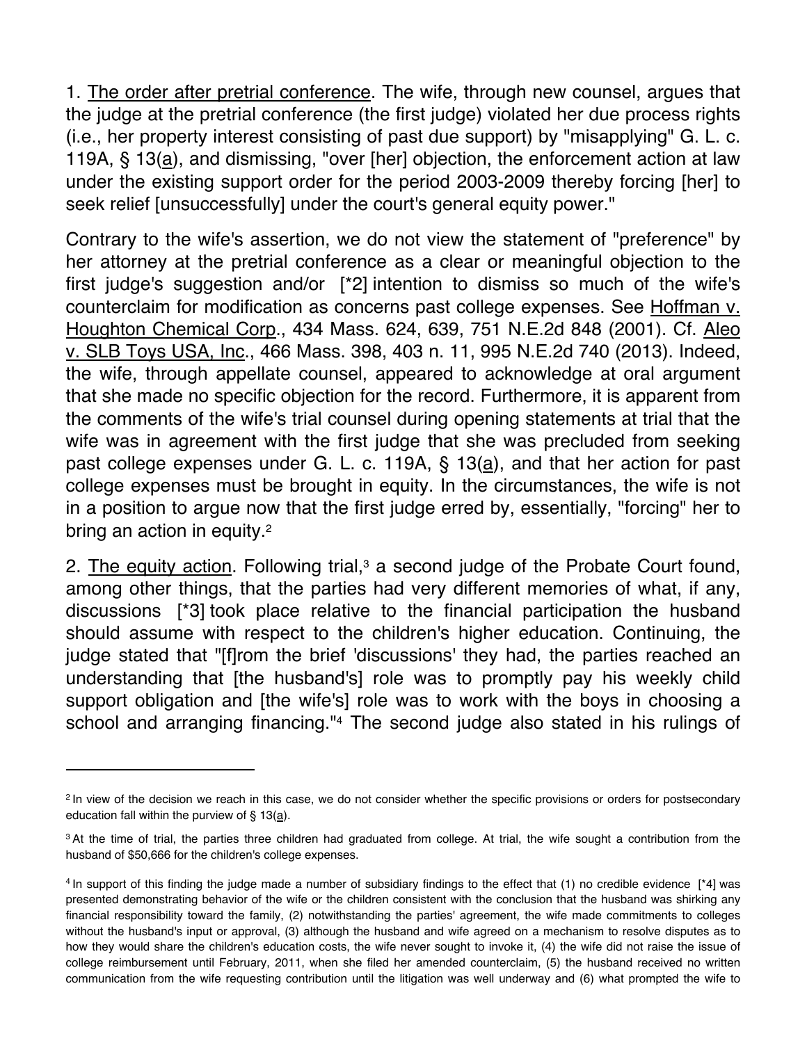1. The order after pretrial conference. The wife, through new counsel, argues that the judge at the pretrial conference (the first judge) violated her due process rights (i.e., her property interest consisting of past due support) by "misapplying" G. L. c. 119A, § 13(a), and dismissing, "over [her] objection, the enforcement action at law under the existing support order for the period 2003-2009 thereby forcing [her] to seek relief [unsuccessfully] under the court's general equity power."

Contrary to the wife's assertion, we do not view the statement of "preference" by her attorney at the pretrial conference as a clear or meaningful objection to the first judge's suggestion and/or [*2] intention to dismiss so much of the wife's counterclaim for modification as concerns past college expenses. See Hoffman v. Houghton Chemical Corp., 434 Mass. 624, 639, 751 N.E.2d 848 (2001). Cf. Aleo v. SLB Toys USA, Inc., 466 Mass. 398, 403 n. 11, 995 N.E.2d 740 (2013). Indeed, the wife, through appellate counsel, appeared to acknowledge at oral argument that she made no specific objection for the record. Furthermore, it is apparent from the comments of the wife's trial counsel during opening statements at trial that the wife was in agreement with the first judge that she was precluded from seeking past college expenses under G. L. c. 119A, § 13(a), and that her action for past college expenses must be brought in equity. In the circumstances, the wife is not in a position to argue now that the first judge erred by, essentially, "forcing" her to bring an action in equity.[2]

2. The equity action. Following trial,[3] a second judge of the Probate Court found, among other things, that the parties had very different memories of what, if any, discussions [*3] took place relative to the financial participation the husband should assume with respect to the children's higher education. Continuing, the judge stated that "[f]rom the brief 'discussions' they had, the parties reached an understanding that [the husband's] role was to promptly pay his weekly child support obligation and [the wife's] role was to work with the boys in choosing a school and arranging financing."[4] The second judge also stated in his rulings of

---

[2] In view of the decision we reach in this case, we do not consider whether the specific provisions or orders for postsecondary education fall within the purview of § 13(a).

[3] At the time of trial, the parties three children had graduated from college. At trial, the wife sought a contribution from the husband of $50,666 for the children's college expenses.

[4] In support of this finding the judge made a number of subsidiary findings to the effect that (1) no credible evidence [*4] was presented demonstrating behavior of the wife or the children consistent with the conclusion that the husband was shirking any financial responsibility toward the family, (2) notwithstanding the parties' agreement, the wife made commitments to colleges without the husband's input or approval, (3) although the husband and wife agreed on a mechanism to resolve disputes as to how they would share the children's education costs, the wife never sought to invoke it, (4) the wife did not raise the issue of college reimbursement until February, 2011, when she filed her amended counterclaim, (5) the husband received no written communication from the wife requesting contribution until the litigation was well underway and (6) what prompted the wife to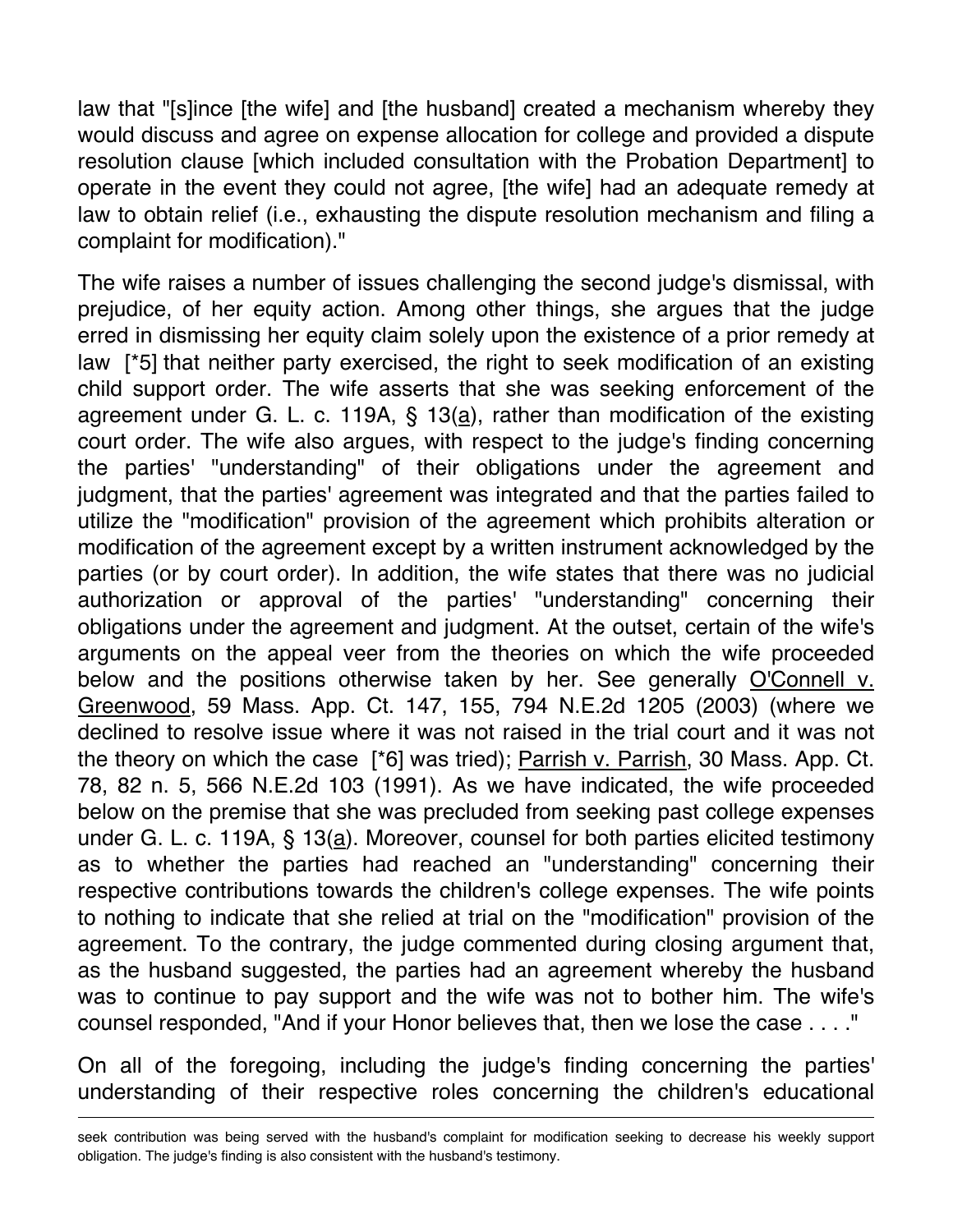law that "[s]ince [the wife] and [the husband] created a mechanism whereby they would discuss and agree on expense allocation for college and provided a dispute resolution clause [which included consultation with the Probation Department] to operate in the event they could not agree, [the wife] had an adequate remedy at law to obtain relief (i.e., exhausting the dispute resolution mechanism and filing a complaint for modification)."

The wife raises a number of issues challenging the second judge's dismissal, with prejudice, of her equity action. Among other things, she argues that the judge erred in dismissing her equity claim solely upon the existence of a prior remedy at law [*5] that neither party exercised, the right to seek modification of an existing child support order. The wife asserts that she was seeking enforcement of the agreement under G. L. c. 119A, § 13(a), rather than modification of the existing court order. The wife also argues, with respect to the judge's finding concerning the parties' "understanding" of their obligations under the agreement and judgment, that the parties' agreement was integrated and that the parties failed to utilize the "modification" provision of the agreement which prohibits alteration or modification of the agreement except by a written instrument acknowledged by the parties (or by court order). In addition, the wife states that there was no judicial authorization or approval of the parties' "understanding" concerning their obligations under the agreement and judgment. At the outset, certain of the wife's arguments on the appeal veer from the theories on which the wife proceeded below and the positions otherwise taken by her. See generally O'Connell v. Greenwood, 59 Mass. App. Ct. 147, 155, 794 N.E.2d 1205 (2003) (where we declined to resolve issue where it was not raised in the trial court and it was not the theory on which the case [*6] was tried); Parrish v. Parrish, 30 Mass. App. Ct. 78, 82 n. 5, 566 N.E.2d 103 (1991). As we have indicated, the wife proceeded below on the premise that she was precluded from seeking past college expenses under G. L. c. 119A, § 13(a). Moreover, counsel for both parties elicited testimony as to whether the parties had reached an "understanding" concerning their respective contributions towards the children's college expenses. The wife points to nothing to indicate that she relied at trial on the "modification" provision of the agreement. To the contrary, the judge commented during closing argument that, as the husband suggested, the parties had an agreement whereby the husband was to continue to pay support and the wife was not to bother him. The wife's counsel responded, "And if your Honor believes that, then we lose the case . . . ."

On all of the foregoing, including the judge's finding concerning the parties' understanding of their respective roles concerning the children's educational

---

seek contribution was being served with the husband's complaint for modification seeking to decrease his weekly support obligation. The judge's finding is also consistent with the husband's testimony.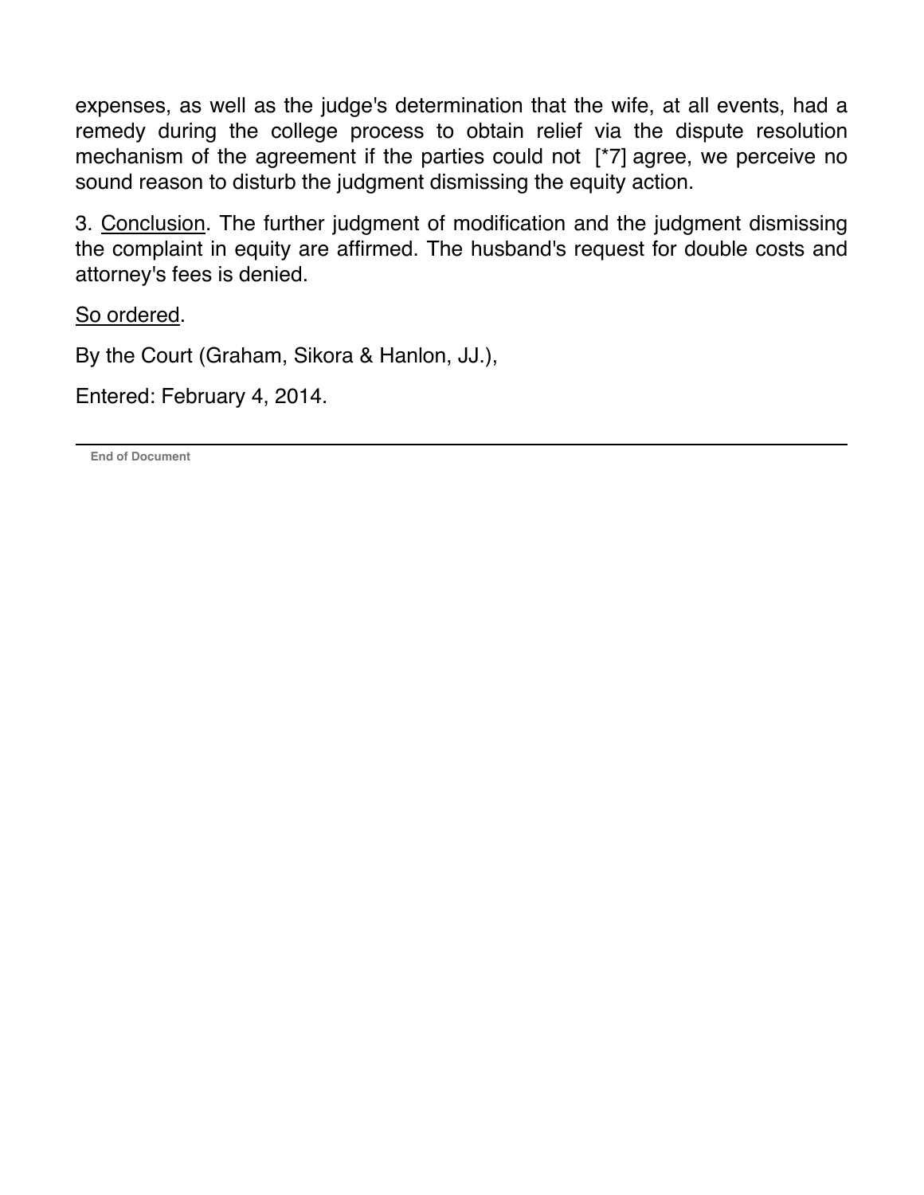expenses, as well as the judge's determination that the wife, at all events, had a remedy during the college process to obtain relief via the dispute resolution mechanism of the agreement if the parties could not [*7] agree, we perceive no sound reason to disturb the judgment dismissing the equity action.

3. Conclusion. The further judgment of modification and the judgment dismissing the complaint in equity are affirmed. The husband's request for double costs and attorney's fees is denied.

So ordered.

By the Court (Graham, Sikora & Hanlon, JJ.),

Entered: February 4, 2014.